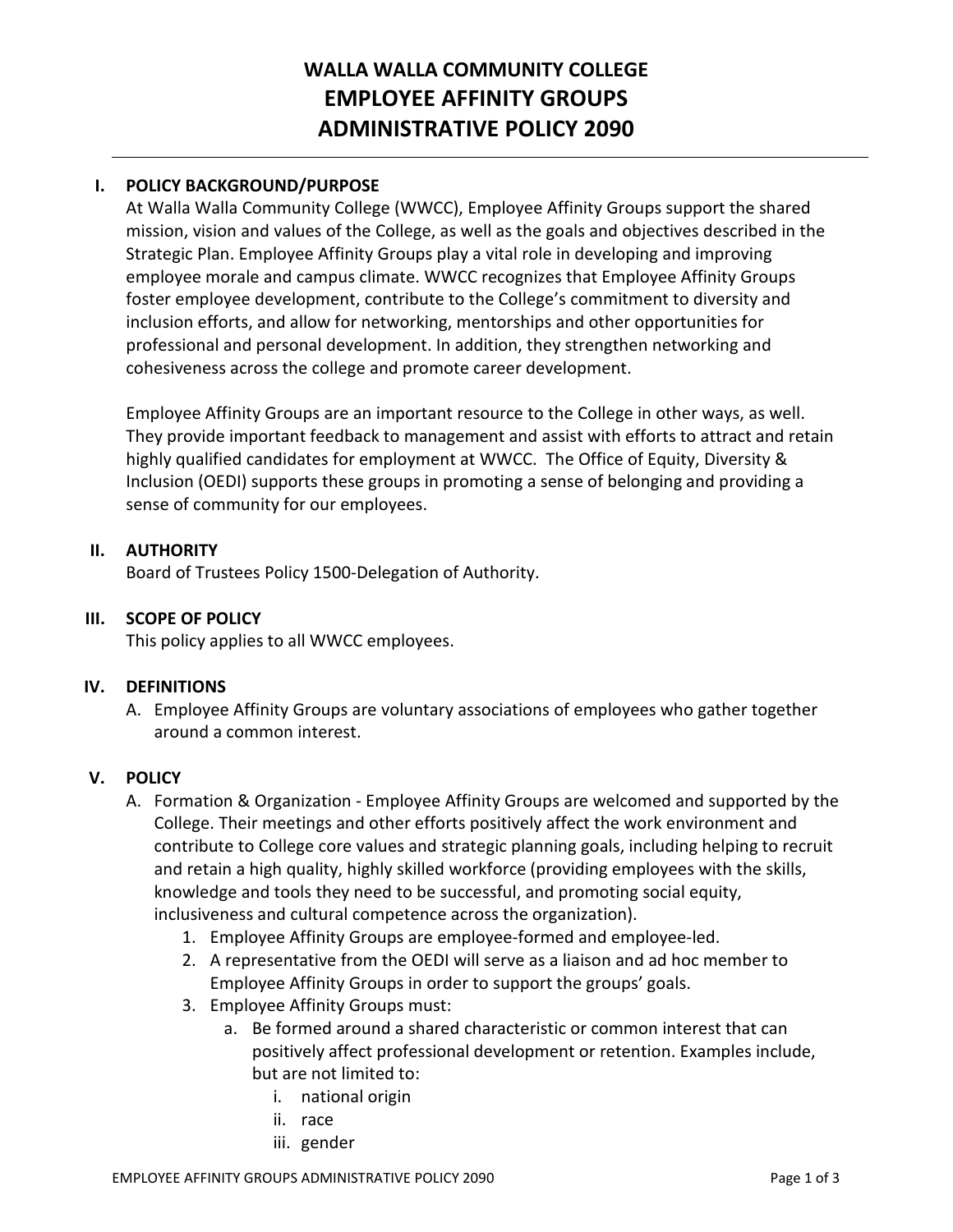# WALLA WALLA COMMUNITY COLLEGE
# EMPLOYEE AFFINITY GROUPS
# ADMINISTRATIVE POLICY 2090

---

## I. POLICY BACKGROUND/PURPOSE

At Walla Walla Community College (WWCC), Employee Affinity Groups support the shared mission, vision and values of the College, as well as the goals and objectives described in the Strategic Plan. Employee Affinity Groups play a vital role in developing and improving employee morale and campus climate. WWCC recognizes that Employee Affinity Groups foster employee development, contribute to the College's commitment to diversity and inclusion efforts, and allow for networking, mentorships and other opportunities for professional and personal development. In addition, they strengthen networking and cohesiveness across the college and promote career development.

Employee Affinity Groups are an important resource to the College in other ways, as well. They provide important feedback to management and assist with efforts to attract and retain highly qualified candidates for employment at WWCC. The Office of Equity, Diversity & Inclusion (OEDI) supports these groups in promoting a sense of belonging and providing a sense of community for our employees.

## II. AUTHORITY

Board of Trustees Policy 1500-Delegation of Authority.

## III. SCOPE OF POLICY

This policy applies to all WWCC employees.

## IV. DEFINITIONS

A. Employee Affinity Groups are voluntary associations of employees who gather together around a common interest.

## V. POLICY

A. Formation & Organization - Employee Affinity Groups are welcomed and supported by the College. Their meetings and other efforts positively affect the work environment and contribute to College core values and strategic planning goals, including helping to recruit and retain a high quality, highly skilled workforce (providing employees with the skills, knowledge and tools they need to be successful, and promoting social equity, inclusiveness and cultural competence across the organization).

1. Employee Affinity Groups are employee-formed and employee-led.
2. A representative from the OEDI will serve as a liaison and ad hoc member to Employee Affinity Groups in order to support the groups' goals.
3. Employee Affinity Groups must:
    a. Be formed around a shared characteristic or common interest that can positively affect professional development or retention. Examples include, but are not limited to:
        i. national origin
        ii. race
        iii. gender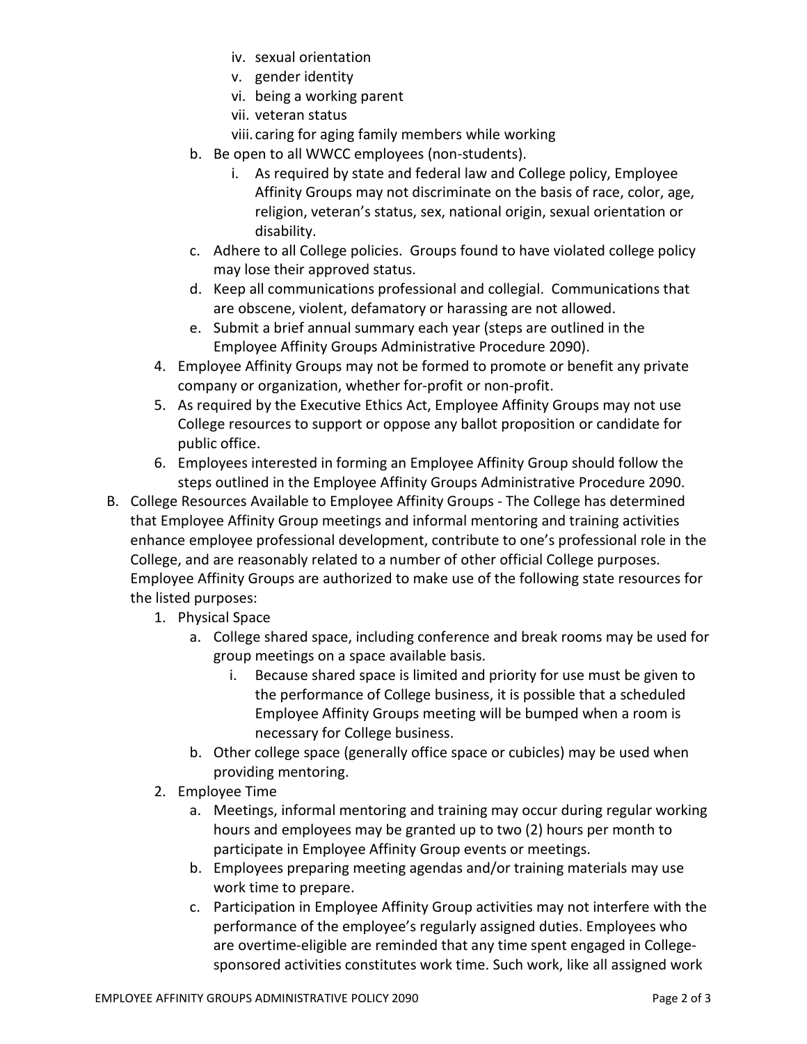iv. sexual orientation
   v. gender identity
   vi. being a working parent
   vii. veteran status
   viii. caring for aging family members while working

b. Be open to all WWCC employees (non-students).
   i. As required by state and federal law and College policy, Employee Affinity Groups may not discriminate on the basis of race, color, age, religion, veteran's status, sex, national origin, sexual orientation or disability.

c. Adhere to all College policies. Groups found to have violated college policy may lose their approved status.

d. Keep all communications professional and collegial. Communications that are obscene, violent, defamatory or harassing are not allowed.

e. Submit a brief annual summary each year (steps are outlined in the Employee Affinity Groups Administrative Procedure 2090).

4. Employee Affinity Groups may not be formed to promote or benefit any private company or organization, whether for-profit or non-profit.

5. As required by the Executive Ethics Act, Employee Affinity Groups may not use College resources to support or oppose any ballot proposition or candidate for public office.

6. Employees interested in forming an Employee Affinity Group should follow the steps outlined in the Employee Affinity Groups Administrative Procedure 2090.

B. College Resources Available to Employee Affinity Groups - The College has determined that Employee Affinity Group meetings and informal mentoring and training activities enhance employee professional development, contribute to one's professional role in the College, and are reasonably related to a number of other official College purposes. Employee Affinity Groups are authorized to make use of the following state resources for the listed purposes:

1. Physical Space
   a. College shared space, including conference and break rooms may be used for group meetings on a space available basis.
      i. Because shared space is limited and priority for use must be given to the performance of College business, it is possible that a scheduled Employee Affinity Groups meeting will be bumped when a room is necessary for College business.
   b. Other college space (generally office space or cubicles) may be used when providing mentoring.

2. Employee Time
   a. Meetings, informal mentoring and training may occur during regular working hours and employees may be granted up to two (2) hours per month to participate in Employee Affinity Group events or meetings.
   b. Employees preparing meeting agendas and/or training materials may use work time to prepare.
   c. Participation in Employee Affinity Group activities may not interfere with the performance of the employee's regularly assigned duties. Employees who are overtime-eligible are reminded that any time spent engaged in College-sponsored activities constitutes work time. Such work, like all assigned work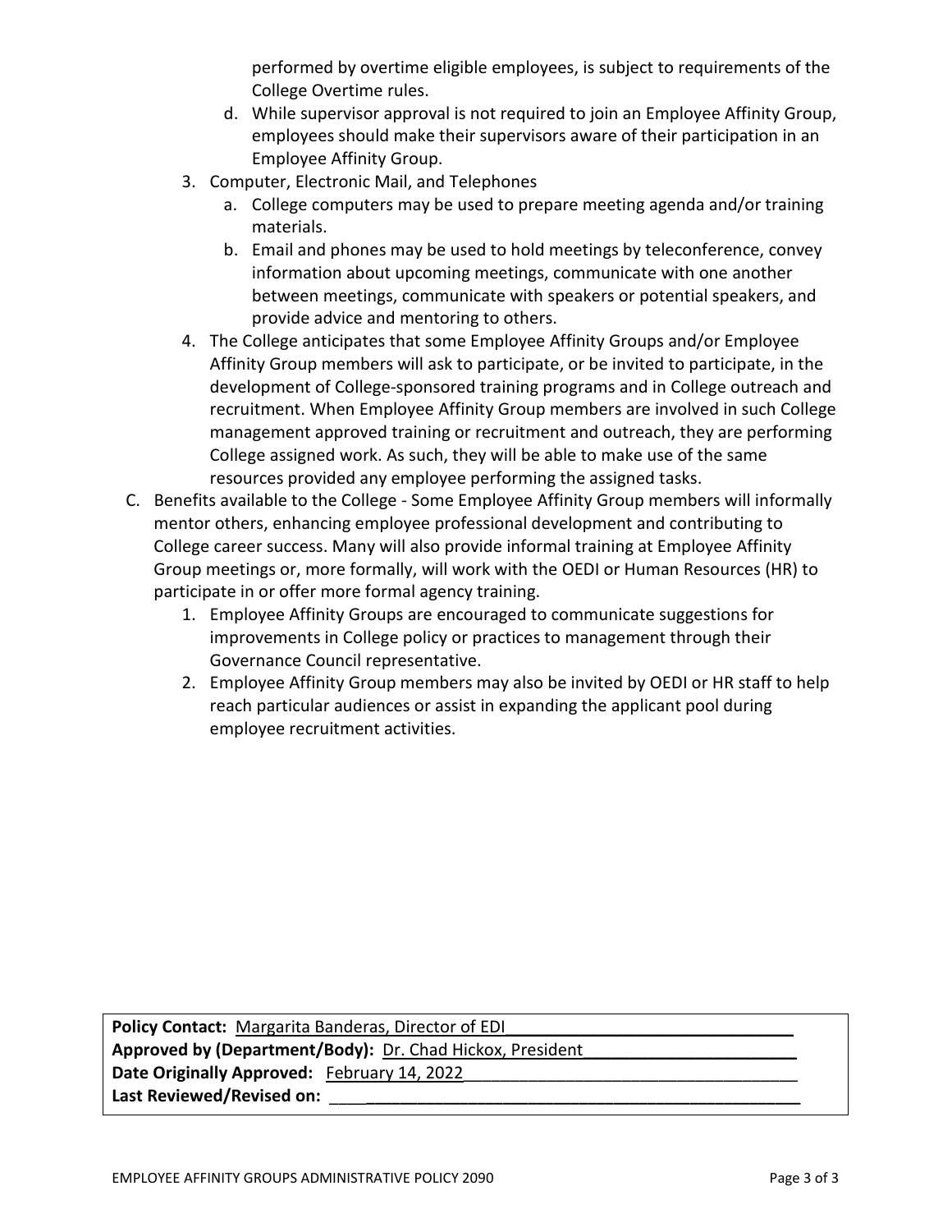performed by overtime eligible employees, is subject to requirements of the College Overtime rules.

   d. While supervisor approval is not required to join an Employee Affinity Group, employees should make their supervisors aware of their participation in an Employee Affinity Group.

3. Computer, Electronic Mail, and Telephones
   a. College computers may be used to prepare meeting agenda and/or training materials.
   b. Email and phones may be used to hold meetings by teleconference, convey information about upcoming meetings, communicate with one another between meetings, communicate with speakers or potential speakers, and provide advice and mentoring to others.
4. The College anticipates that some Employee Affinity Groups and/or Employee Affinity Group members will ask to participate, or be invited to participate, in the development of College-sponsored training programs and in College outreach and recruitment. When Employee Affinity Group members are involved in such College management approved training or recruitment and outreach, they are performing College assigned work. As such, they will be able to make use of the same resources provided any employee performing the assigned tasks.

C. Benefits available to the College - Some Employee Affinity Group members will informally mentor others, enhancing employee professional development and contributing to College career success. Many will also provide informal training at Employee Affinity Group meetings or, more formally, will work with the OEDI or Human Resources (HR) to participate in or offer more formal agency training.
   1. Employee Affinity Groups are encouraged to communicate suggestions for improvements in College policy or practices to management through their Governance Council representative.
   2. Employee Affinity Group members may also be invited by OEDI or HR staff to help reach particular audiences or assist in expanding the applicant pool during employee recruitment activities.

**Policy Contact:** Margarita Banderas, Director of EDI
**Approved by (Department/Body):** Dr. Chad Hickox, President
**Date Originally Approved:** February 14, 2022
**Last Reviewed/Revised on:** ____